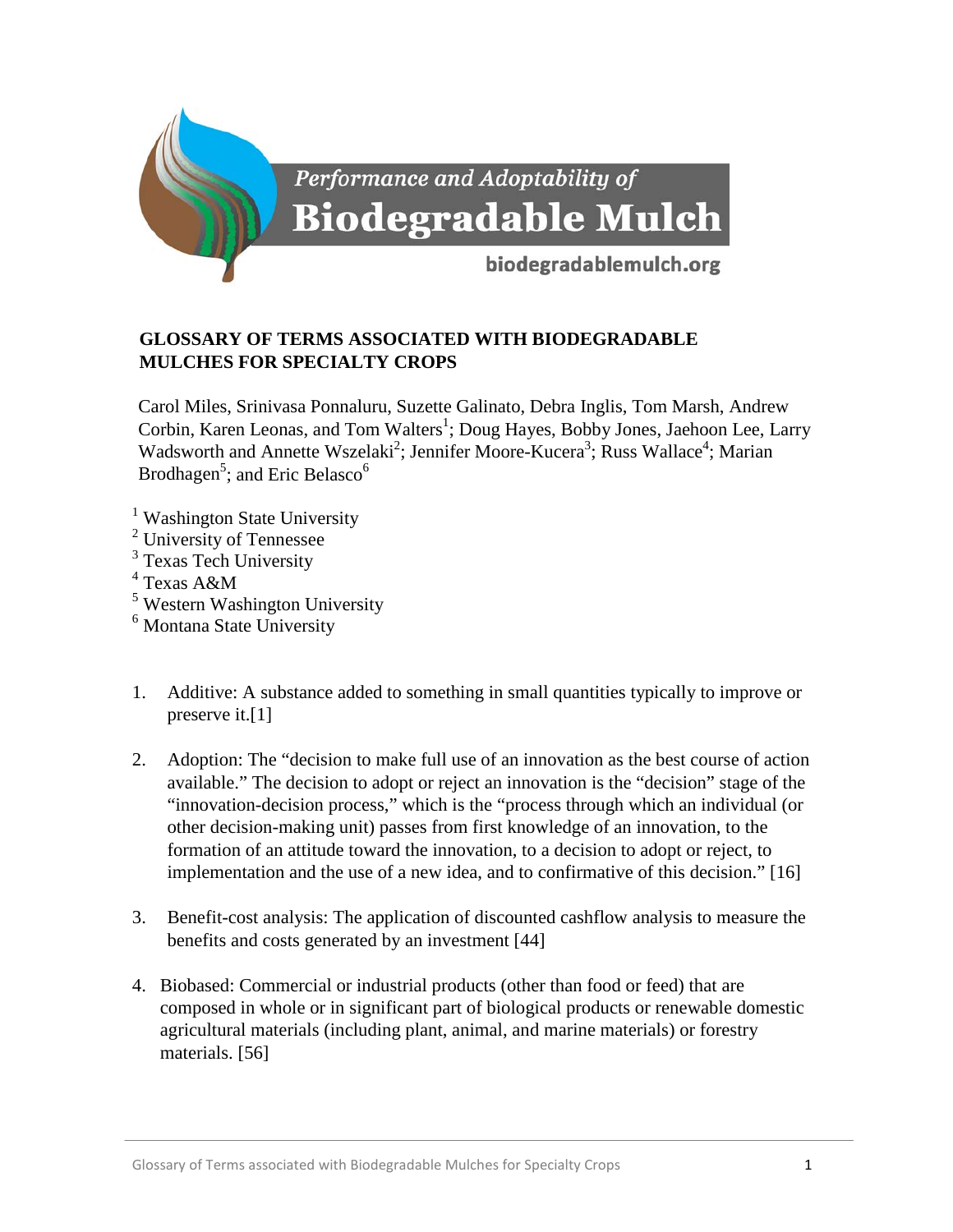Performance and Adoptability of

# Biodegradable Mulch

biodegradablemulch.org

## GLOSSARY OF TERMS ASSOCIATED WITH BIODEGRADABLE MULCHES FOR SPECIALTY CROPS

Carol Miles, Srinivasa Ponnaluru, Suzette Galinato, Debra Inglis, Tom Marsh, Andrew Corbin, Karen Leonas, and Tom Walters[1]; Doug Hayes, Bobby Jones, Jaehoon Lee, Larry Wadsworth and Annette Wszelaki[2]; Jennifer Moore-Kucera[3]; Russ Wallace[4]; Marian Brodhagen[5]; and Eric Belasco[6]

[1] Washington State University
[2] University of Tennessee
[3] Texas Tech University
[4] Texas A&M
[5] Western Washington University
[6] Montana State University

1. Additive: A substance added to something in small quantities typically to improve or preserve it.[1]

2. Adoption: The "decision to make full use of an innovation as the best course of action available." The decision to adopt or reject an innovation is the "decision" stage of the "innovation-decision process," which is the "process through which an individual (or other decision-making unit) passes from first knowledge of an innovation, to the formation of an attitude toward the innovation, to a decision to adopt or reject, to implementation and the use of a new idea, and to confirmative of this decision." [16]

3. Benefit-cost analysis: The application of discounted cashflow analysis to measure the benefits and costs generated by an investment [44]

4. Biobased: Commercial or industrial products (other than food or feed) that are composed in whole or in significant part of biological products or renewable domestic agricultural materials (including plant, animal, and marine materials) or forestry materials. [56]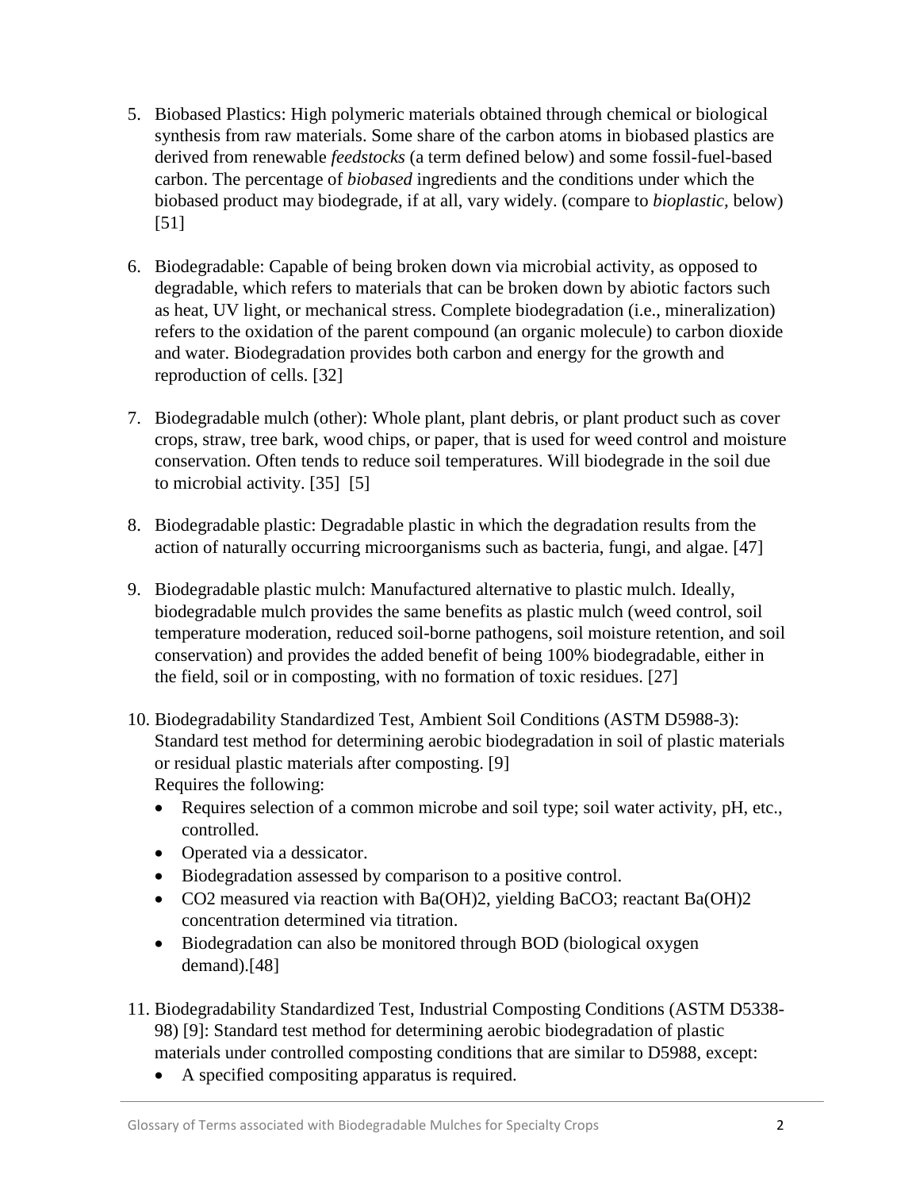5. Biobased Plastics: High polymeric materials obtained through chemical or biological synthesis from raw materials. Some share of the carbon atoms in biobased plastics are derived from renewable *feedstocks* (a term defined below) and some fossil-fuel-based carbon. The percentage of *biobased* ingredients and the conditions under which the biobased product may biodegrade, if at all, vary widely. (compare to *bioplastic*, below) [51]

6. Biodegradable: Capable of being broken down via microbial activity, as opposed to degradable, which refers to materials that can be broken down by abiotic factors such as heat, UV light, or mechanical stress. Complete biodegradation (i.e., mineralization) refers to the oxidation of the parent compound (an organic molecule) to carbon dioxide and water. Biodegradation provides both carbon and energy for the growth and reproduction of cells. [32]

7. Biodegradable mulch (other): Whole plant, plant debris, or plant product such as cover crops, straw, tree bark, wood chips, or paper, that is used for weed control and moisture conservation. Often tends to reduce soil temperatures. Will biodegrade in the soil due to microbial activity. [35] [5]

8. Biodegradable plastic: Degradable plastic in which the degradation results from the action of naturally occurring microorganisms such as bacteria, fungi, and algae. [47]

9. Biodegradable plastic mulch: Manufactured alternative to plastic mulch. Ideally, biodegradable mulch provides the same benefits as plastic mulch (weed control, soil temperature moderation, reduced soil-borne pathogens, soil moisture retention, and soil conservation) and provides the added benefit of being 100% biodegradable, either in the field, soil or in composting, with no formation of toxic residues. [27]

10. Biodegradability Standardized Test, Ambient Soil Conditions (ASTM D5988-3): Standard test method for determining aerobic biodegradation in soil of plastic materials or residual plastic materials after composting. [9]
    Requires the following:
    - Requires selection of a common microbe and soil type; soil water activity, pH, etc., controlled.
    - Operated via a dessicator.
    - Biodegradation assessed by comparison to a positive control.
    - $CO_2$ measured via reaction with $Ba(OH)_2$, yielding $BaCO_3$; reactant $Ba(OH)_2$ concentration determined via titration.
    - Biodegradation can also be monitored through BOD (biological oxygen demand).[48]

11. Biodegradability Standardized Test, Industrial Composting Conditions (ASTM D5338-98) [9]: Standard test method for determining aerobic biodegradation of plastic materials under controlled composting conditions that are similar to D5988, except:
    - A specified compositing apparatus is required.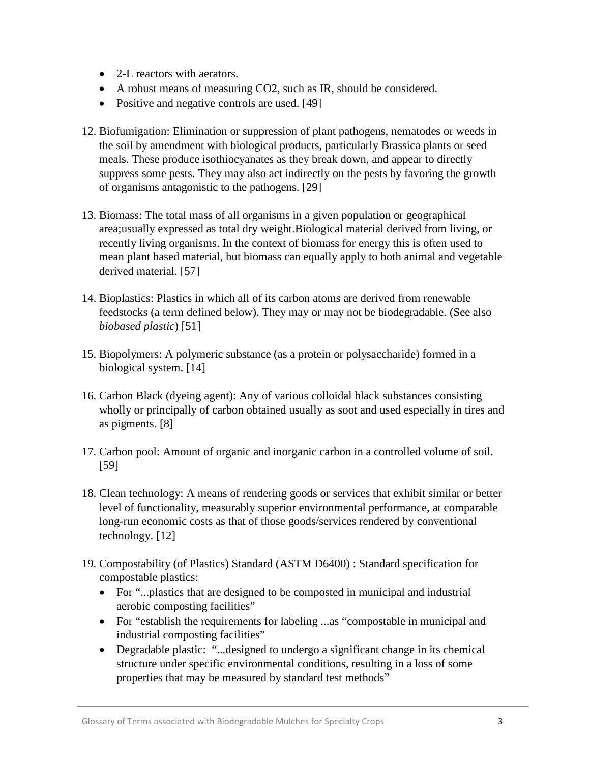- 2-L reactors with aerators.
- A robust means of measuring $CO_2$, such as IR, should be considered.
- Positive and negative controls are used. [49]

12. Biofumigation: Elimination or suppression of plant pathogens, nematodes or weeds in the soil by amendment with biological products, particularly Brassica plants or seed meals. These produce isothiocyanates as they break down, and appear to directly suppress some pests. They may also act indirectly on the pests by favoring the growth of organisms antagonistic to the pathogens. [29]

13. Biomass: The total mass of all organisms in a given population or geographical area;usually expressed as total dry weight.Biological material derived from living, or recently living organisms. In the context of biomass for energy this is often used to mean plant based material, but biomass can equally apply to both animal and vegetable derived material. [57]

14. Bioplastics: Plastics in which all of its carbon atoms are derived from renewable feedstocks (a term defined below). They may or may not be biodegradable. (See also *biobased plastic*) [51]

15. Biopolymers: A polymeric substance (as a protein or polysaccharide) formed in a biological system. [14]

16. Carbon Black (dyeing agent): Any of various colloidal black substances consisting wholly or principally of carbon obtained usually as soot and used especially in tires and as pigments. [8]

17. Carbon pool: Amount of organic and inorganic carbon in a controlled volume of soil. [59]

18. Clean technology: A means of rendering goods or services that exhibit similar or better level of functionality, measurably superior environmental performance, at comparable long-run economic costs as that of those goods/services rendered by conventional technology. [12]

19. Compostability (of Plastics) Standard (ASTM D6400) : Standard specification for compostable plastics:
    - For "...plastics that are designed to be composted in municipal and industrial aerobic composting facilities"
    - For "establish the requirements for labeling ...as "compostable in municipal and industrial composting facilities"
    - Degradable plastic: "...designed to undergo a significant change in its chemical structure under specific environmental conditions, resulting in a loss of some properties that may be measured by standard test methods"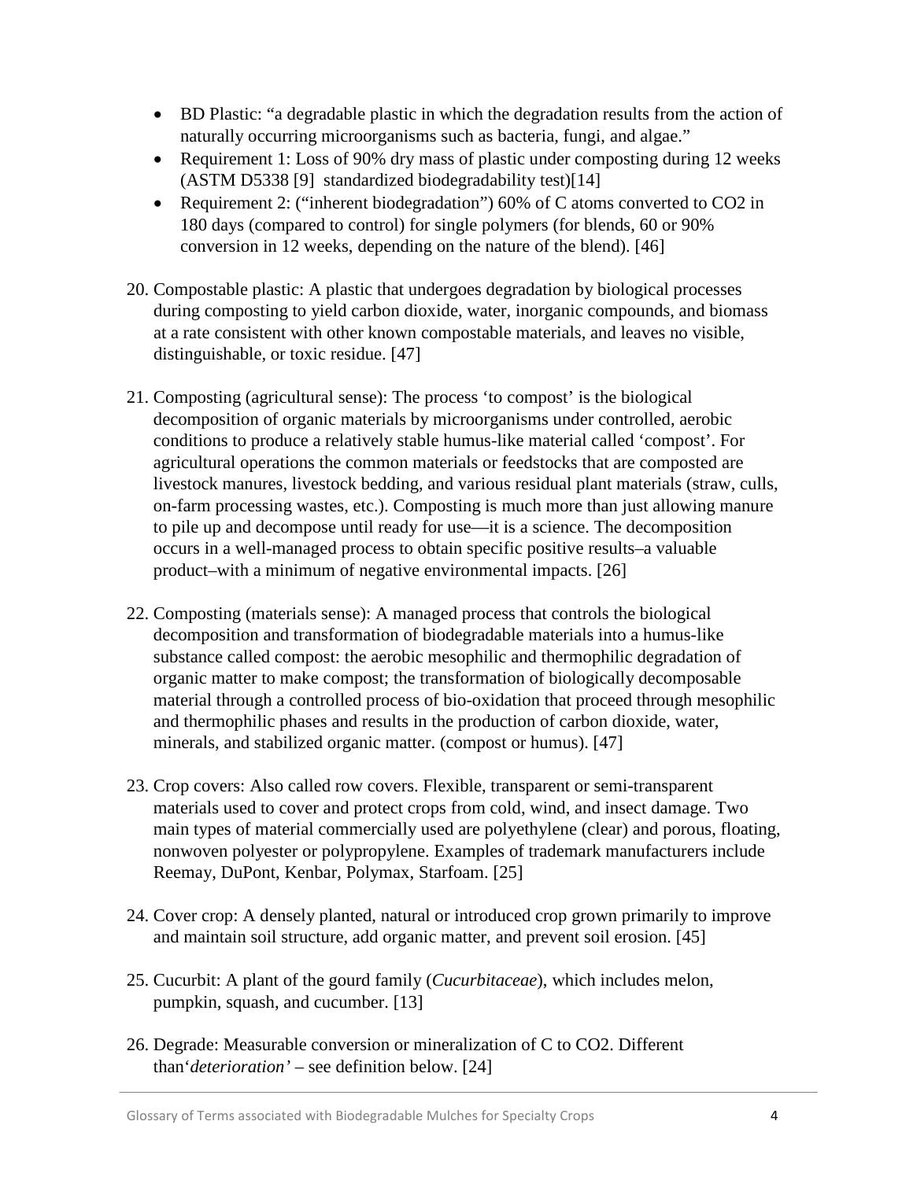- BD Plastic: "a degradable plastic in which the degradation results from the action of naturally occurring microorganisms such as bacteria, fungi, and algae."
- Requirement 1: Loss of 90% dry mass of plastic under composting during 12 weeks (ASTM D5338 [9] standardized biodegradability test)[14]
- Requirement 2: ("inherent biodegradation") 60% of C atoms converted to $CO_2$ in 180 days (compared to control) for single polymers (for blends, 60 or 90% conversion in 12 weeks, depending on the nature of the blend). [46]

20. Compostable plastic: A plastic that undergoes degradation by biological processes during composting to yield carbon dioxide, water, inorganic compounds, and biomass at a rate consistent with other known compostable materials, and leaves no visible, distinguishable, or toxic residue. [47]

21. Composting (agricultural sense): The process 'to compost' is the biological decomposition of organic materials by microorganisms under controlled, aerobic conditions to produce a relatively stable humus-like material called 'compost'. For agricultural operations the common materials or feedstocks that are composted are livestock manures, livestock bedding, and various residual plant materials (straw, culls, on-farm processing wastes, etc.). Composting is much more than just allowing manure to pile up and decompose until ready for use—it is a science. The decomposition occurs in a well-managed process to obtain specific positive results–a valuable product–with a minimum of negative environmental impacts. [26]

22. Composting (materials sense): A managed process that controls the biological decomposition and transformation of biodegradable materials into a humus-like substance called compost: the aerobic mesophilic and thermophilic degradation of organic matter to make compost; the transformation of biologically decomposable material through a controlled process of bio-oxidation that proceed through mesophilic and thermophilic phases and results in the production of carbon dioxide, water, minerals, and stabilized organic matter. (compost or humus). [47]

23. Crop covers: Also called row covers. Flexible, transparent or semi-transparent materials used to cover and protect crops from cold, wind, and insect damage. Two main types of material commercially used are polyethylene (clear) and porous, floating, nonwoven polyester or polypropylene. Examples of trademark manufacturers include Reemay, DuPont, Kenbar, Polymax, Starfoam. [25]

24. Cover crop: A densely planted, natural or introduced crop grown primarily to improve and maintain soil structure, add organic matter, and prevent soil erosion. [45]

25. Cucurbit: A plant of the gourd family (*Cucurbitaceae*), which includes melon, pumpkin, squash, and cucumber. [13]

26. Degrade: Measurable conversion or mineralization of C to $CO_2$. Different than'*deterioration'* – see definition below. [24]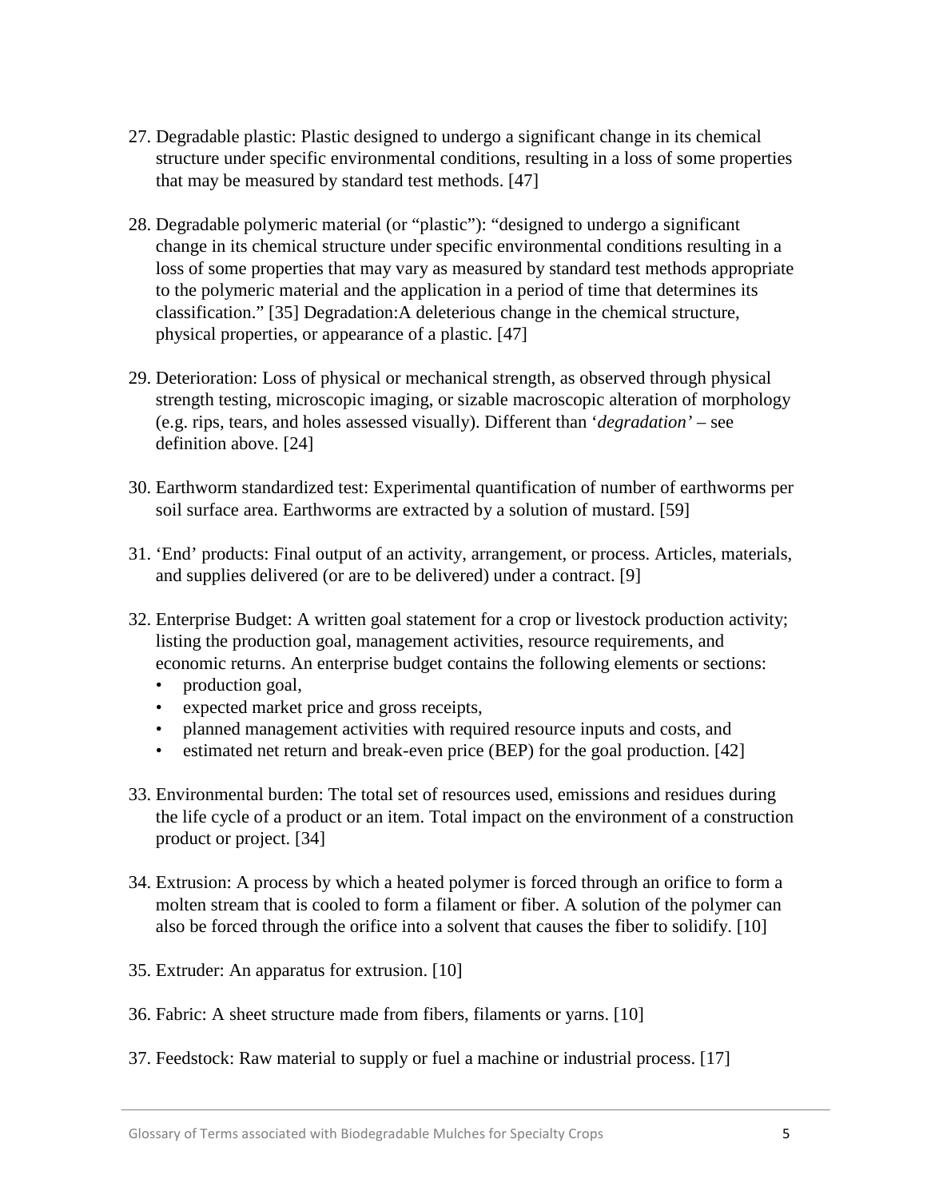27. Degradable plastic: Plastic designed to undergo a significant change in its chemical structure under specific environmental conditions, resulting in a loss of some properties that may be measured by standard test methods. [47]

28. Degradable polymeric material (or "plastic"): "designed to undergo a significant change in its chemical structure under specific environmental conditions resulting in a loss of some properties that may vary as measured by standard test methods appropriate to the polymeric material and the application in a period of time that determines its classification." [35] Degradation:A deleterious change in the chemical structure, physical properties, or appearance of a plastic. [47]

29. Deterioration: Loss of physical or mechanical strength, as observed through physical strength testing, microscopic imaging, or sizable macroscopic alteration of morphology (e.g. rips, tears, and holes assessed visually). Different than '*degradation*' – see definition above. [24]

30. Earthworm standardized test: Experimental quantification of number of earthworms per soil surface area. Earthworms are extracted by a solution of mustard. [59]

31. 'End' products: Final output of an activity, arrangement, or process. Articles, materials, and supplies delivered (or are to be delivered) under a contract. [9]

32. Enterprise Budget: A written goal statement for a crop or livestock production activity; listing the production goal, management activities, resource requirements, and economic returns. An enterprise budget contains the following elements or sections:
    - production goal,
    - expected market price and gross receipts,
    - planned management activities with required resource inputs and costs, and
    - estimated net return and break-even price (BEP) for the goal production. [42]

33. Environmental burden: The total set of resources used, emissions and residues during the life cycle of a product or an item. Total impact on the environment of a construction product or project. [34]

34. Extrusion: A process by which a heated polymer is forced through an orifice to form a molten stream that is cooled to form a filament or fiber. A solution of the polymer can also be forced through the orifice into a solvent that causes the fiber to solidify. [10]

35. Extruder: An apparatus for extrusion. [10]

36. Fabric: A sheet structure made from fibers, filaments or yarns. [10]

37. Feedstock: Raw material to supply or fuel a machine or industrial process. [17]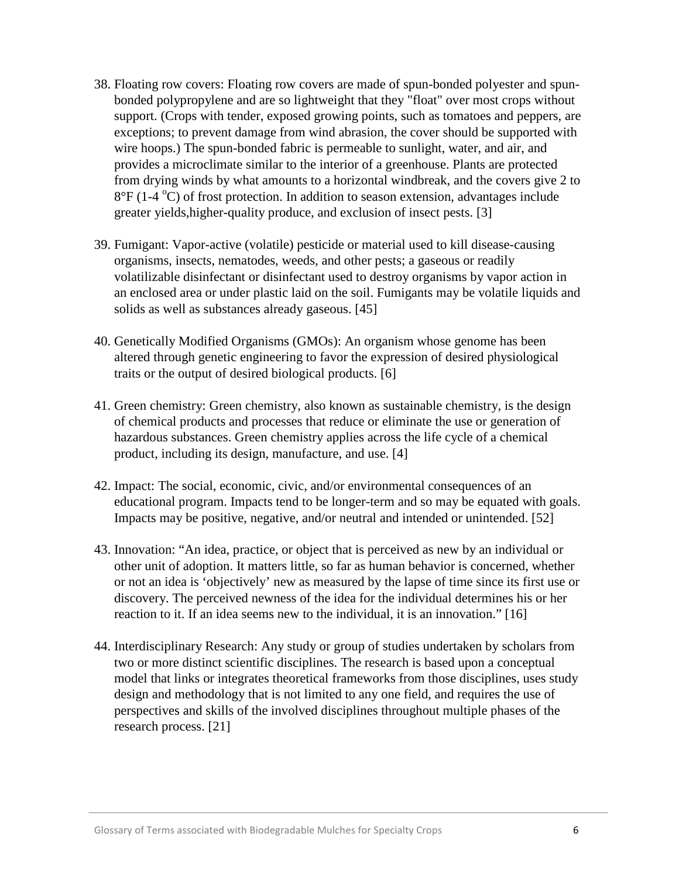38. Floating row covers: Floating row covers are made of spun-bonded polyester and spun-bonded polypropylene and are so lightweight that they "float" over most crops without support. (Crops with tender, exposed growing points, such as tomatoes and peppers, are exceptions; to prevent damage from wind abrasion, the cover should be supported with wire hoops.) The spun-bonded fabric is permeable to sunlight, water, and air, and provides a microclimate similar to the interior of a greenhouse. Plants are protected from drying winds by what amounts to a horizontal windbreak, and the covers give 2 to 8°F (1-4 $^{o}$C) of frost protection. In addition to season extension, advantages include greater yields,higher-quality produce, and exclusion of insect pests. [3]

39. Fumigant: Vapor-active (volatile) pesticide or material used to kill disease-causing organisms, insects, nematodes, weeds, and other pests; a gaseous or readily volatilizable disinfectant or disinfectant used to destroy organisms by vapor action in an enclosed area or under plastic laid on the soil. Fumigants may be volatile liquids and solids as well as substances already gaseous. [45]

40. Genetically Modified Organisms (GMOs): An organism whose genome has been altered through genetic engineering to favor the expression of desired physiological traits or the output of desired biological products. [6]

41. Green chemistry: Green chemistry, also known as sustainable chemistry, is the design of chemical products and processes that reduce or eliminate the use or generation of hazardous substances. Green chemistry applies across the life cycle of a chemical product, including its design, manufacture, and use. [4]

42. Impact: The social, economic, civic, and/or environmental consequences of an educational program. Impacts tend to be longer-term and so may be equated with goals. Impacts may be positive, negative, and/or neutral and intended or unintended. [52]

43. Innovation: "An idea, practice, or object that is perceived as new by an individual or other unit of adoption. It matters little, so far as human behavior is concerned, whether or not an idea is 'objectively' new as measured by the lapse of time since its first use or discovery. The perceived newness of the idea for the individual determines his or her reaction to it. If an idea seems new to the individual, it is an innovation." [16]

44. Interdisciplinary Research: Any study or group of studies undertaken by scholars from two or more distinct scientific disciplines. The research is based upon a conceptual model that links or integrates theoretical frameworks from those disciplines, uses study design and methodology that is not limited to any one field, and requires the use of perspectives and skills of the involved disciplines throughout multiple phases of the research process. [21]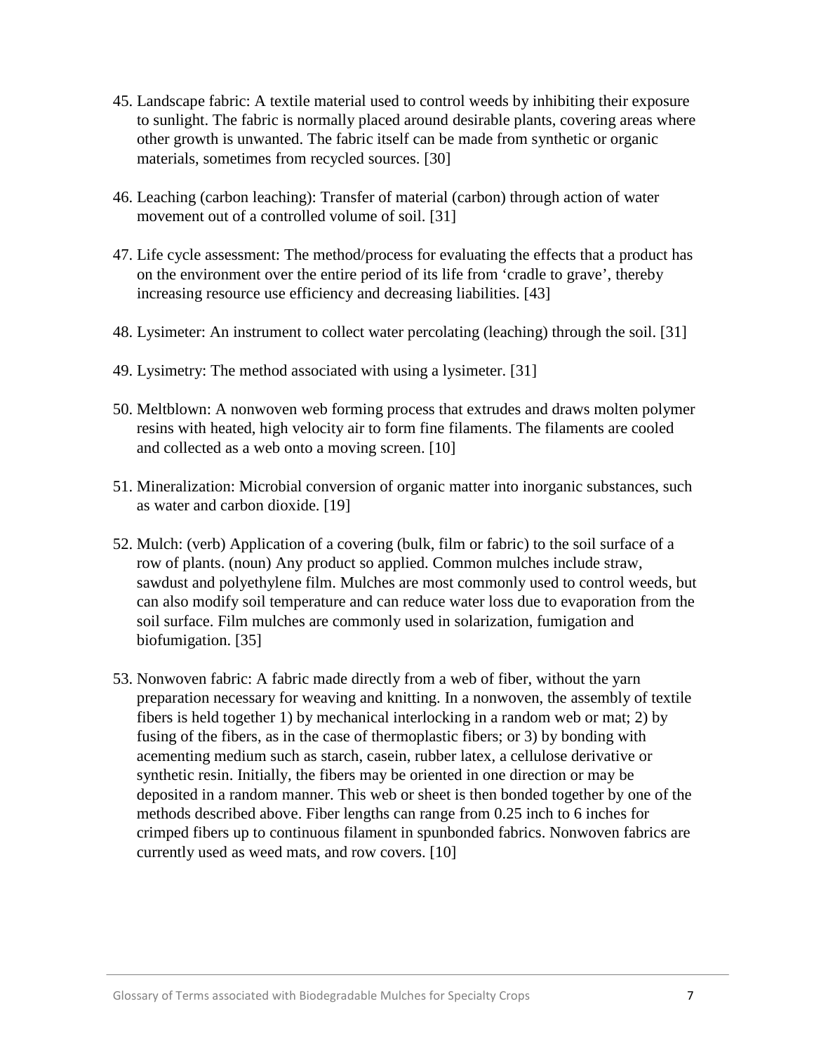45. Landscape fabric: A textile material used to control weeds by inhibiting their exposure to sunlight. The fabric is normally placed around desirable plants, covering areas where other growth is unwanted. The fabric itself can be made from synthetic or organic materials, sometimes from recycled sources. [30]

46. Leaching (carbon leaching): Transfer of material (carbon) through action of water movement out of a controlled volume of soil. [31]

47. Life cycle assessment: The method/process for evaluating the effects that a product has on the environment over the entire period of its life from 'cradle to grave', thereby increasing resource use efficiency and decreasing liabilities. [43]

48. Lysimeter: An instrument to collect water percolating (leaching) through the soil. [31]

49. Lysimetry: The method associated with using a lysimeter. [31]

50. Meltblown: A nonwoven web forming process that extrudes and draws molten polymer resins with heated, high velocity air to form fine filaments. The filaments are cooled and collected as a web onto a moving screen. [10]

51. Mineralization: Microbial conversion of organic matter into inorganic substances, such as water and carbon dioxide. [19]

52. Mulch: (verb) Application of a covering (bulk, film or fabric) to the soil surface of a row of plants. (noun) Any product so applied. Common mulches include straw, sawdust and polyethylene film. Mulches are most commonly used to control weeds, but can also modify soil temperature and can reduce water loss due to evaporation from the soil surface. Film mulches are commonly used in solarization, fumigation and biofumigation. [35]

53. Nonwoven fabric: A fabric made directly from a web of fiber, without the yarn preparation necessary for weaving and knitting. In a nonwoven, the assembly of textile fibers is held together 1) by mechanical interlocking in a random web or mat; 2) by fusing of the fibers, as in the case of thermoplastic fibers; or 3) by bonding with acementing medium such as starch, casein, rubber latex, a cellulose derivative or synthetic resin. Initially, the fibers may be oriented in one direction or may be deposited in a random manner. This web or sheet is then bonded together by one of the methods described above. Fiber lengths can range from 0.25 inch to 6 inches for crimped fibers up to continuous filament in spunbonded fabrics. Nonwoven fabrics are currently used as weed mats, and row covers. [10]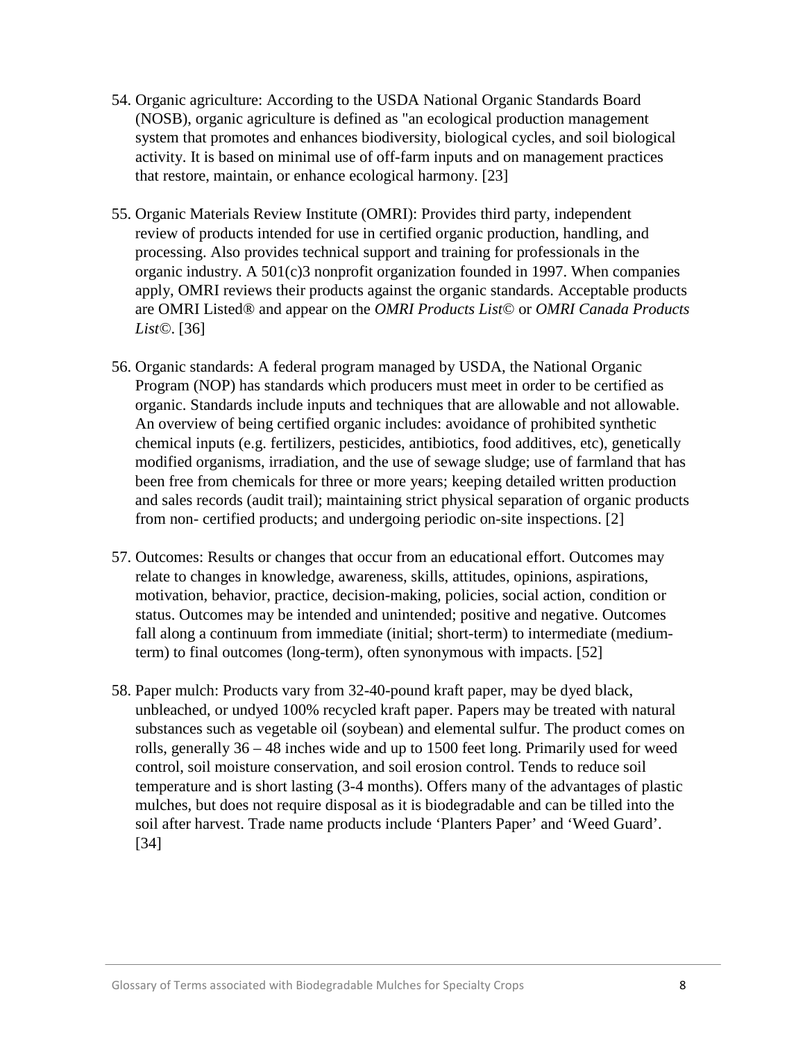54. Organic agriculture: According to the USDA National Organic Standards Board (NOSB), organic agriculture is defined as "an ecological production management system that promotes and enhances biodiversity, biological cycles, and soil biological activity. It is based on minimal use of off-farm inputs and on management practices that restore, maintain, or enhance ecological harmony. [23]

55. Organic Materials Review Institute (OMRI): Provides third party, independent review of products intended for use in certified organic production, handling, and processing. Also provides technical support and training for professionals in the organic industry. A 501(c)3 nonprofit organization founded in 1997. When companies apply, OMRI reviews their products against the organic standards. Acceptable products are OMRI Listed® and appear on the *OMRI Products List©* or *OMRI Canada Products List©*. [36]

56. Organic standards: A federal program managed by USDA, the National Organic Program (NOP) has standards which producers must meet in order to be certified as organic. Standards include inputs and techniques that are allowable and not allowable. An overview of being certified organic includes: avoidance of prohibited synthetic chemical inputs (e.g. fertilizers, pesticides, antibiotics, food additives, etc), genetically modified organisms, irradiation, and the use of sewage sludge; use of farmland that has been free from chemicals for three or more years; keeping detailed written production and sales records (audit trail); maintaining strict physical separation of organic products from non- certified products; and undergoing periodic on-site inspections. [2]

57. Outcomes: Results or changes that occur from an educational effort. Outcomes may relate to changes in knowledge, awareness, skills, attitudes, opinions, aspirations, motivation, behavior, practice, decision-making, policies, social action, condition or status. Outcomes may be intended and unintended; positive and negative. Outcomes fall along a continuum from immediate (initial; short-term) to intermediate (medium-term) to final outcomes (long-term), often synonymous with impacts. [52]

58. Paper mulch: Products vary from 32-40-pound kraft paper, may be dyed black, unbleached, or undyed 100% recycled kraft paper. Papers may be treated with natural substances such as vegetable oil (soybean) and elemental sulfur. The product comes on rolls, generally 36 – 48 inches wide and up to 1500 feet long. Primarily used for weed control, soil moisture conservation, and soil erosion control. Tends to reduce soil temperature and is short lasting (3-4 months). Offers many of the advantages of plastic mulches, but does not require disposal as it is biodegradable and can be tilled into the soil after harvest. Trade name products include 'Planters Paper' and 'Weed Guard'. [34]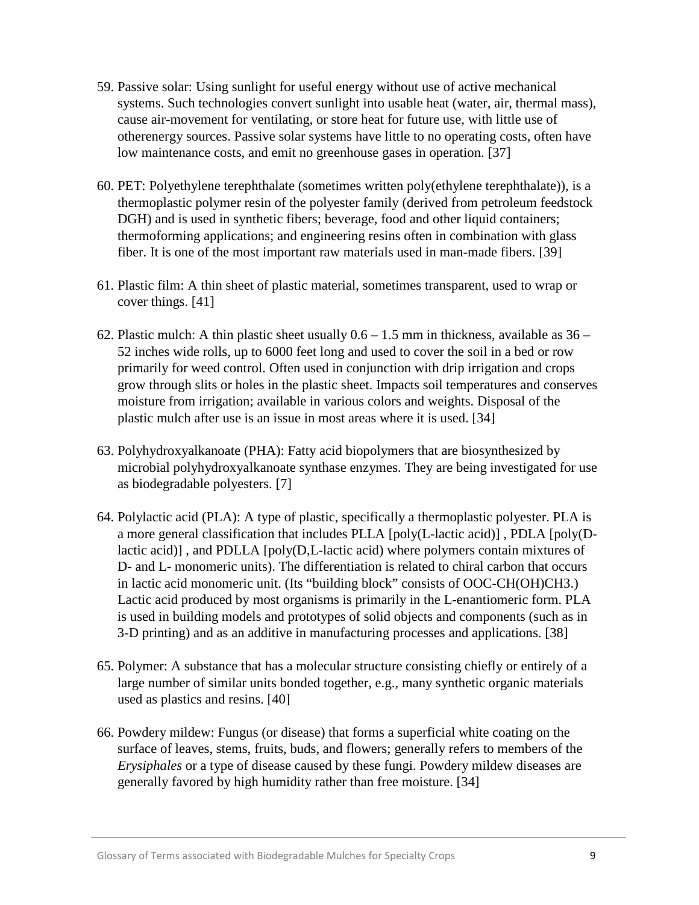59. Passive solar: Using sunlight for useful energy without use of active mechanical systems. Such technologies convert sunlight into usable heat (water, air, thermal mass), cause air-movement for ventilating, or store heat for future use, with little use of otherenergy sources. Passive solar systems have little to no operating costs, often have low maintenance costs, and emit no greenhouse gases in operation. [37]

60. PET: Polyethylene terephthalate (sometimes written poly(ethylene terephthalate)), is a thermoplastic polymer resin of the polyester family (derived from petroleum feedstock DGH) and is used in synthetic fibers; beverage, food and other liquid containers; thermoforming applications; and engineering resins often in combination with glass fiber. It is one of the most important raw materials used in man-made fibers. [39]

61. Plastic film: A thin sheet of plastic material, sometimes transparent, used to wrap or cover things. [41]

62. Plastic mulch: A thin plastic sheet usually 0.6 – 1.5 mm in thickness, available as 36 – 52 inches wide rolls, up to 6000 feet long and used to cover the soil in a bed or row primarily for weed control. Often used in conjunction with drip irrigation and crops grow through slits or holes in the plastic sheet. Impacts soil temperatures and conserves moisture from irrigation; available in various colors and weights. Disposal of the plastic mulch after use is an issue in most areas where it is used. [34]

63. Polyhydroxyalkanoate (PHA): Fatty acid biopolymers that are biosynthesized by microbial polyhydroxyalkanoate synthase enzymes. They are being investigated for use as biodegradable polyesters. [7]

64. Polylactic acid (PLA): A type of plastic, specifically a thermoplastic polyester. PLA is a more general classification that includes PLLA [poly(L-lactic acid)] , PDLA [poly(D-lactic acid)] , and PDLLA [poly(D,L-lactic acid) where polymers contain mixtures of D- and L- monomeric units). The differentiation is related to chiral carbon that occurs in lactic acid monomeric unit. (Its "building block" consists of OOC-CH(OH)CH3.) Lactic acid produced by most organisms is primarily in the L-enantiomeric form. PLA is used in building models and prototypes of solid objects and components (such as in 3-D printing) and as an additive in manufacturing processes and applications. [38]

65. Polymer: A substance that has a molecular structure consisting chiefly or entirely of a large number of similar units bonded together, e.g., many synthetic organic materials used as plastics and resins. [40]

66. Powdery mildew: Fungus (or disease) that forms a superficial white coating on the surface of leaves, stems, fruits, buds, and flowers; generally refers to members of the *Erysiphales* or a type of disease caused by these fungi. Powdery mildew diseases are generally favored by high humidity rather than free moisture. [34]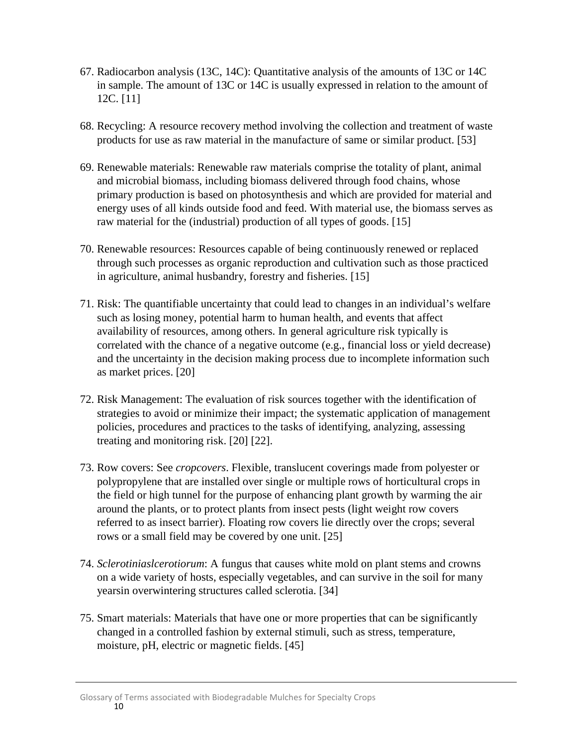67. Radiocarbon analysis (13C, 14C): Quantitative analysis of the amounts of 13C or 14C in sample. The amount of 13C or 14C is usually expressed in relation to the amount of 12C. [11]

68. Recycling: A resource recovery method involving the collection and treatment of waste products for use as raw material in the manufacture of same or similar product. [53]

69. Renewable materials: Renewable raw materials comprise the totality of plant, animal and microbial biomass, including biomass delivered through food chains, whose primary production is based on photosynthesis and which are provided for material and energy uses of all kinds outside food and feed. With material use, the biomass serves as raw material for the (industrial) production of all types of goods. [15]

70. Renewable resources: Resources capable of being continuously renewed or replaced through such processes as organic reproduction and cultivation such as those practiced in agriculture, animal husbandry, forestry and fisheries. [15]

71. Risk: The quantifiable uncertainty that could lead to changes in an individual's welfare such as losing money, potential harm to human health, and events that affect availability of resources, among others. In general agriculture risk typically is correlated with the chance of a negative outcome (e.g., financial loss or yield decrease) and the uncertainty in the decision making process due to incomplete information such as market prices. [20]

72. Risk Management: The evaluation of risk sources together with the identification of strategies to avoid or minimize their impact; the systematic application of management policies, procedures and practices to the tasks of identifying, analyzing, assessing treating and monitoring risk. [20] [22].

73. Row covers: See *cropcovers*. Flexible, translucent coverings made from polyester or polypropylene that are installed over single or multiple rows of horticultural crops in the field or high tunnel for the purpose of enhancing plant growth by warming the air around the plants, or to protect plants from insect pests (light weight row covers referred to as insect barrier). Floating row covers lie directly over the crops; several rows or a small field may be covered by one unit. [25]

74. *Sclerotiniaslcerotiorum*: A fungus that causes white mold on plant stems and crowns on a wide variety of hosts, especially vegetables, and can survive in the soil for many yearsin overwintering structures called sclerotia. [34]

75. Smart materials: Materials that have one or more properties that can be significantly changed in a controlled fashion by external stimuli, such as stress, temperature, moisture, pH, electric or magnetic fields. [45]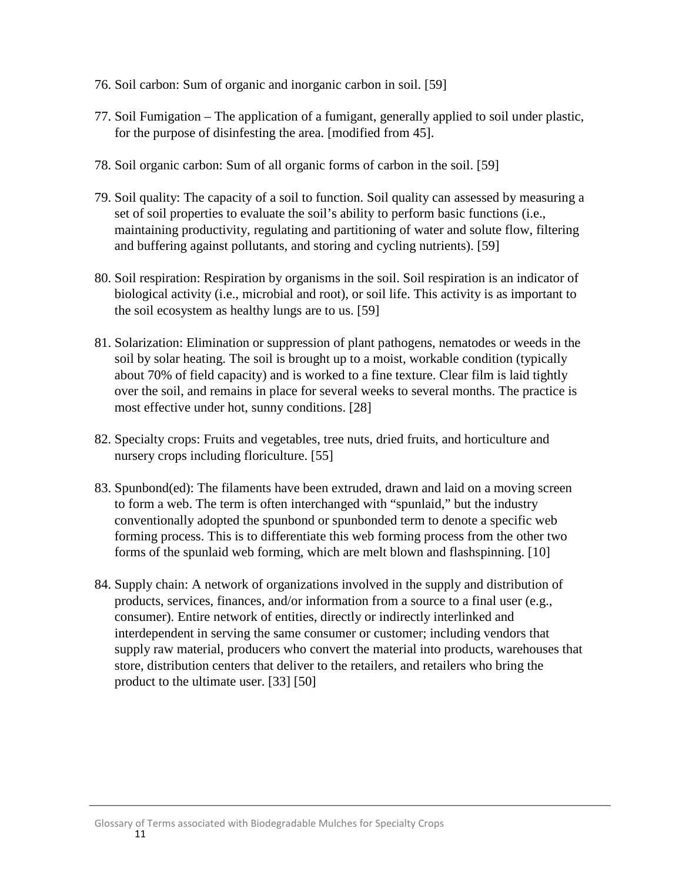76. Soil carbon: Sum of organic and inorganic carbon in soil. [59]

77. Soil Fumigation – The application of a fumigant, generally applied to soil under plastic, for the purpose of disinfesting the area. [modified from 45].

78. Soil organic carbon: Sum of all organic forms of carbon in the soil. [59]

79. Soil quality: The capacity of a soil to function. Soil quality can assessed by measuring a set of soil properties to evaluate the soil's ability to perform basic functions (i.e., maintaining productivity, regulating and partitioning of water and solute flow, filtering and buffering against pollutants, and storing and cycling nutrients). [59]

80. Soil respiration: Respiration by organisms in the soil. Soil respiration is an indicator of biological activity (i.e., microbial and root), or soil life. This activity is as important to the soil ecosystem as healthy lungs are to us. [59]

81. Solarization: Elimination or suppression of plant pathogens, nematodes or weeds in the soil by solar heating. The soil is brought up to a moist, workable condition (typically about 70% of field capacity) and is worked to a fine texture. Clear film is laid tightly over the soil, and remains in place for several weeks to several months. The practice is most effective under hot, sunny conditions. [28]

82. Specialty crops: Fruits and vegetables, tree nuts, dried fruits, and horticulture and nursery crops including floriculture. [55]

83. Spunbond(ed): The filaments have been extruded, drawn and laid on a moving screen to form a web. The term is often interchanged with "spunlaid," but the industry conventionally adopted the spunbond or spunbonded term to denote a specific web forming process. This is to differentiate this web forming process from the other two forms of the spunlaid web forming, which are melt blown and flashspinning. [10]

84. Supply chain: A network of organizations involved in the supply and distribution of products, services, finances, and/or information from a source to a final user (e.g., consumer). Entire network of entities, directly or indirectly interlinked and interdependent in serving the same consumer or customer; including vendors that supply raw material, producers who convert the material into products, warehouses that store, distribution centers that deliver to the retailers, and retailers who bring the product to the ultimate user. [33] [50]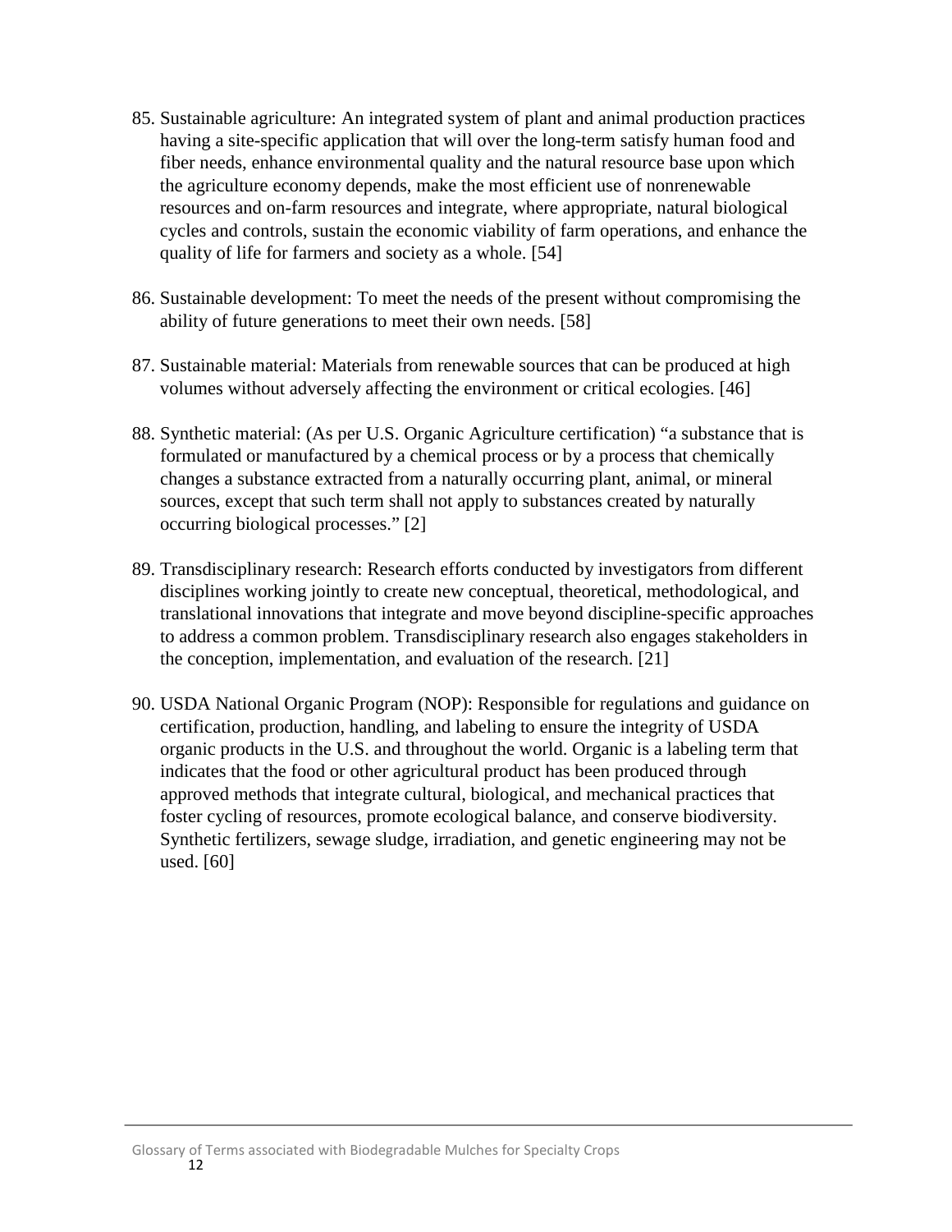85. Sustainable agriculture: An integrated system of plant and animal production practices having a site-specific application that will over the long-term satisfy human food and fiber needs, enhance environmental quality and the natural resource base upon which the agriculture economy depends, make the most efficient use of nonrenewable resources and on-farm resources and integrate, where appropriate, natural biological cycles and controls, sustain the economic viability of farm operations, and enhance the quality of life for farmers and society as a whole. [54]

86. Sustainable development: To meet the needs of the present without compromising the ability of future generations to meet their own needs. [58]

87. Sustainable material: Materials from renewable sources that can be produced at high volumes without adversely affecting the environment or critical ecologies. [46]

88. Synthetic material: (As per U.S. Organic Agriculture certification) "a substance that is formulated or manufactured by a chemical process or by a process that chemically changes a substance extracted from a naturally occurring plant, animal, or mineral sources, except that such term shall not apply to substances created by naturally occurring biological processes." [2]

89. Transdisciplinary research: Research efforts conducted by investigators from different disciplines working jointly to create new conceptual, theoretical, methodological, and translational innovations that integrate and move beyond discipline-specific approaches to address a common problem. Transdisciplinary research also engages stakeholders in the conception, implementation, and evaluation of the research. [21]

90. USDA National Organic Program (NOP): Responsible for regulations and guidance on certification, production, handling, and labeling to ensure the integrity of USDA organic products in the U.S. and throughout the world. Organic is a labeling term that indicates that the food or other agricultural product has been produced through approved methods that integrate cultural, biological, and mechanical practices that foster cycling of resources, promote ecological balance, and conserve biodiversity. Synthetic fertilizers, sewage sludge, irradiation, and genetic engineering may not be used. [60]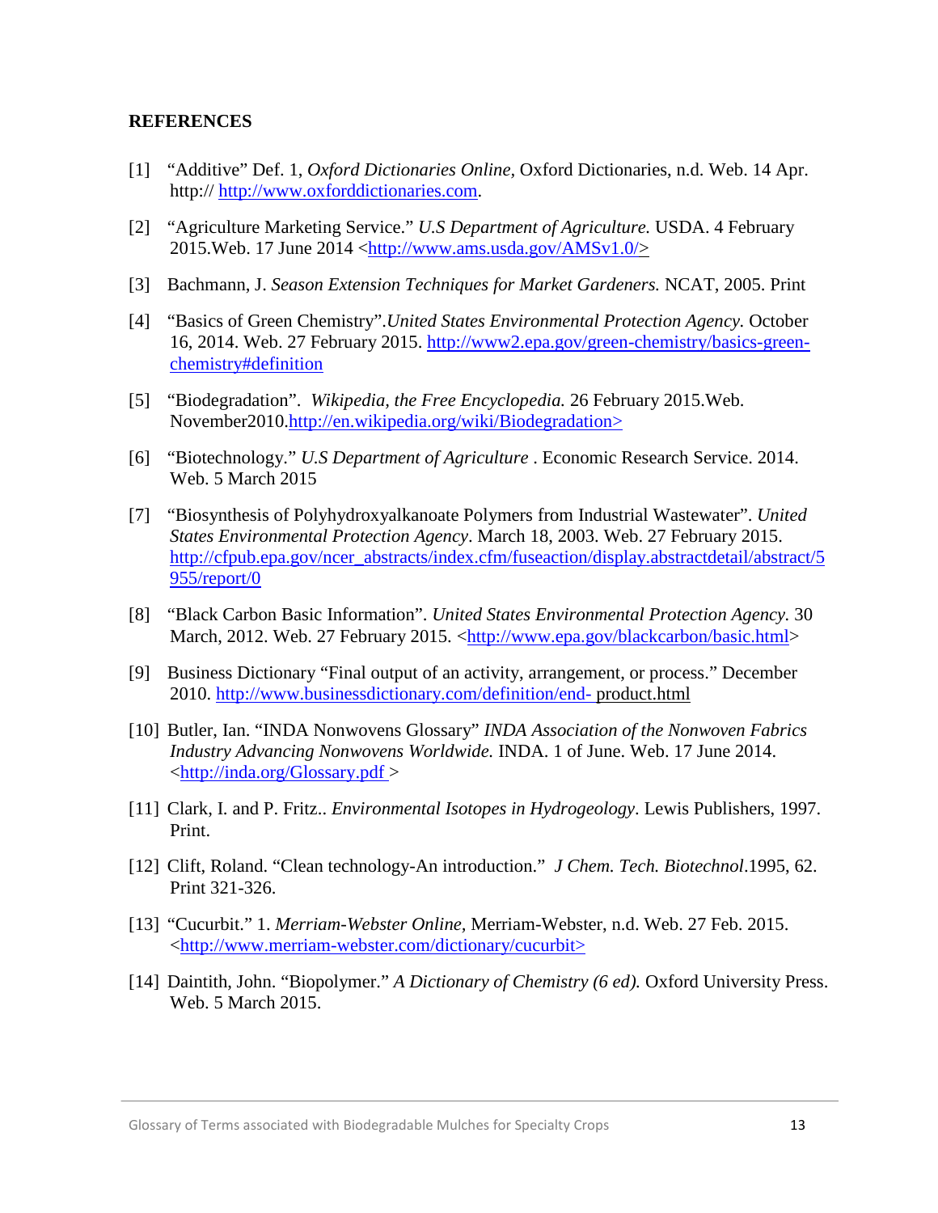**REFERENCES**

[1] "Additive" Def. 1, *Oxford Dictionaries Online*, Oxford Dictionaries, n.d. Web. 14 Apr. http:// http://www.oxforddictionaries.com.

[2] "Agriculture Marketing Service." *U.S Department of Agriculture.* USDA. 4 February 2015.Web. 17 June 2014 <http://www.ams.usda.gov/AMSv1.0/>

[3] Bachmann, J. *Season Extension Techniques for Market Gardeners.* NCAT, 2005. Print

[4] "Basics of Green Chemistry".*United States Environmental Protection Agency.* October 16, 2014. Web. 27 February 2015. http://www2.epa.gov/green-chemistry/basics-green-chemistry#definition

[5] "Biodegradation". *Wikipedia, the Free Encyclopedia.* 26 February 2015.Web. November2010.http://en.wikipedia.org/wiki/Biodegradation>

[6] "Biotechnology." *U.S Department of Agriculture* . Economic Research Service. 2014. Web. 5 March 2015

[7] "Biosynthesis of Polyhydroxyalkanoate Polymers from Industrial Wastewater". *United States Environmental Protection Agency*. March 18, 2003. Web. 27 February 2015. http://cfpub.epa.gov/ncer_abstracts/index.cfm/fuseaction/display.abstractdetail/abstract/5955/report/0

[8] "Black Carbon Basic Information". *United States Environmental Protection Agency.* 30 March, 2012. Web. 27 February 2015. <http://www.epa.gov/blackcarbon/basic.html>

[9] Business Dictionary "Final output of an activity, arrangement, or process." December 2010. http://www.businessdictionary.com/definition/end- product.html

[10] Butler, Ian. "INDA Nonwovens Glossary" *INDA Association of the Nonwoven Fabrics Industry Advancing Nonwovens Worldwide.* INDA. 1 of June. Web. 17 June 2014. <http://inda.org/Glossary.pdf >

[11] Clark, I. and P. Fritz.. *Environmental Isotopes in Hydrogeology*. Lewis Publishers, 1997. Print.

[12] Clift, Roland. "Clean technology-An introduction." *J Chem. Tech. Biotechnol*.1995, 62. Print 321-326.

[13] "Cucurbit." 1. *Merriam-Webster Online,* Merriam-Webster, n.d. Web. 27 Feb. 2015. <http://www.merriam-webster.com/dictionary/cucurbit>

[14] Daintith, John. "Biopolymer." *A Dictionary of Chemistry (6 ed).* Oxford University Press. Web. 5 March 2015.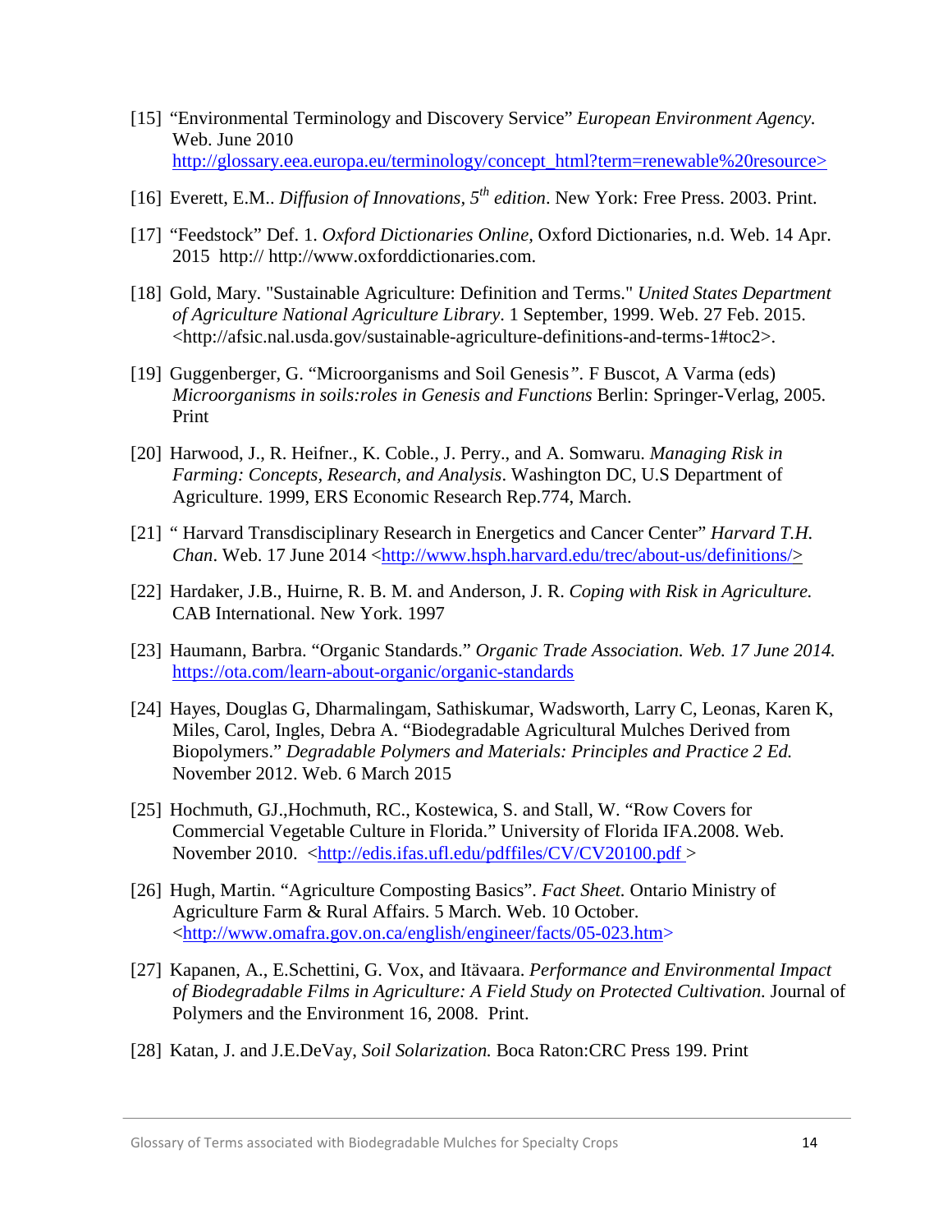[15] "Environmental Terminology and Discovery Service" *European Environment Agency.* Web. June 2010 http://glossary.eea.europa.eu/terminology/concept_html?term=renewable%20resource>

[16] Everett, E.M.. *Diffusion of Innovations, 5th edition*. New York: Free Press. 2003. Print.

[17] "Feedstock" Def. 1. *Oxford Dictionaries Online,* Oxford Dictionaries, n.d. Web. 14 Apr. 2015 http:// http://www.oxforddictionaries.com.

[18] Gold, Mary. "Sustainable Agriculture: Definition and Terms." *United States Department of Agriculture National Agriculture Library*. 1 September, 1999. Web. 27 Feb. 2015. <http://afsic.nal.usda.gov/sustainable-agriculture-definitions-and-terms-1#toc2>.

[19] Guggenberger, G. "Microorganisms and Soil Genesis". F Buscot, A Varma (eds) *Microorganisms in soils:roles in Genesis and Functions* Berlin: Springer-Verlag, 2005. Print

[20] Harwood, J., R. Heifner., K. Coble., J. Perry., and A. Somwaru. *Managing Risk in Farming: Concepts, Research, and Analysis*. Washington DC, U.S Department of Agriculture. 1999, ERS Economic Research Rep.774, March.

[21] " Harvard Transdisciplinary Research in Energetics and Cancer Center" *Harvard T.H. Chan*. Web. 17 June 2014 <http://www.hsph.harvard.edu/trec/about-us/definitions/>

[22] Hardaker, J.B., Huirne, R. B. M. and Anderson, J. R. *Coping with Risk in Agriculture.* CAB International. New York. 1997

[23] Haumann, Barbra. "Organic Standards." *Organic Trade Association. Web. 17 June 2014.* https://ota.com/learn-about-organic/organic-standards

[24] Hayes, Douglas G, Dharmalingam, Sathiskumar, Wadsworth, Larry C, Leonas, Karen K, Miles, Carol, Ingles, Debra A. "Biodegradable Agricultural Mulches Derived from Biopolymers." *Degradable Polymers and Materials: Principles and Practice 2 Ed.* November 2012. Web. 6 March 2015

[25] Hochmuth, GJ.,Hochmuth, RC., Kostewica, S. and Stall, W. "Row Covers for Commercial Vegetable Culture in Florida." University of Florida IFA.2008. Web. November 2010. <http://edis.ifas.ufl.edu/pdffiles/CV/CV20100.pdf >

[26] Hugh, Martin. "Agriculture Composting Basics". *Fact Sheet.* Ontario Ministry of Agriculture Farm & Rural Affairs. 5 March. Web. 10 October. <http://www.omafra.gov.on.ca/english/engineer/facts/05-023.htm>

[27] Kapanen, A., E.Schettini, G. Vox, and Itävaara. *Performance and Environmental Impact of Biodegradable Films in Agriculture: A Field Study on Protected Cultivation.* Journal of Polymers and the Environment 16, 2008. Print.

[28] Katan, J. and J.E.DeVay, *Soil Solarization.* Boca Raton:CRC Press 199. Print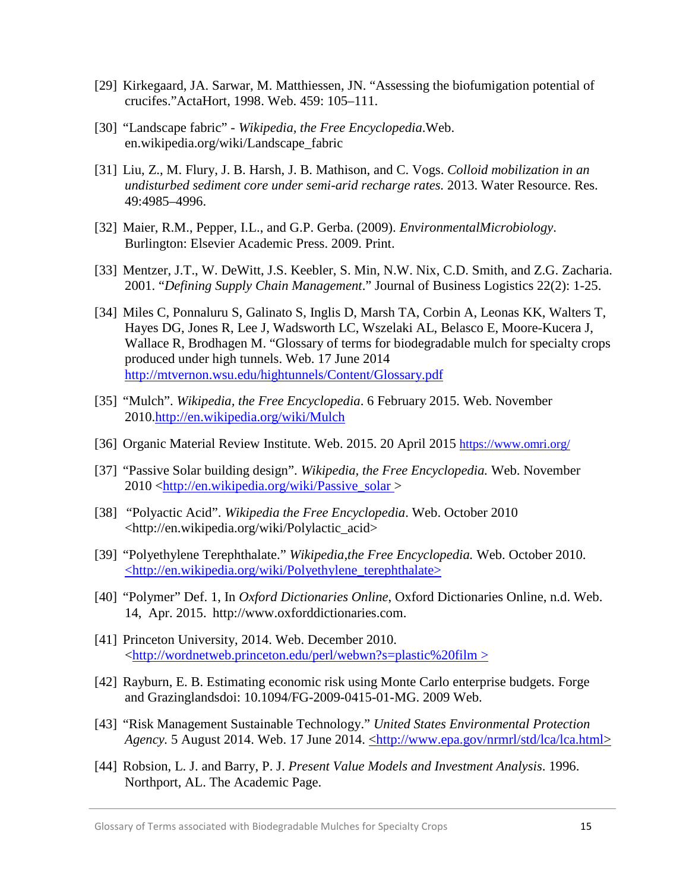[29] Kirkegaard, JA. Sarwar, M. Matthiessen, JN. "Assessing the biofumigation potential of crucifes."ActaHort, 1998. Web. 459: 105–111.

[30] "Landscape fabric" - *Wikipedia, the Free Encyclopedia*.Web. en.wikipedia.org/wiki/Landscape_fabric

[31] Liu, Z., M. Flury, J. B. Harsh, J. B. Mathison, and C. Vogs. *Colloid mobilization in an undisturbed sediment core under semi-arid recharge rates.* 2013. Water Resource. Res. 49:4985–4996.

[32] Maier, R.M., Pepper, I.L., and G.P. Gerba. (2009). *EnvironmentalMicrobiology*. Burlington: Elsevier Academic Press. 2009. Print.

[33] Mentzer, J.T., W. DeWitt, J.S. Keebler, S. Min, N.W. Nix, C.D. Smith, and Z.G. Zacharia. 2001. "*Defining Supply Chain Management*." Journal of Business Logistics 22(2): 1-25.

[34] Miles C, Ponnaluru S, Galinato S, Inglis D, Marsh TA, Corbin A, Leonas KK, Walters T, Hayes DG, Jones R, Lee J, Wadsworth LC, Wszelaki AL, Belasco E, Moore-Kucera J, Wallace R, Brodhagen M. "Glossary of terms for biodegradable mulch for specialty crops produced under high tunnels. Web. 17 June 2014 http://mtvernon.wsu.edu/hightunnels/Content/Glossary.pdf

[35] "Mulch". *Wikipedia, the Free Encyclopedia*. 6 February 2015. Web. November 2010.http://en.wikipedia.org/wiki/Mulch

[36] Organic Material Review Institute. Web. 2015. 20 April 2015 https://www.omri.org/

[37] "Passive Solar building design". *Wikipedia, the Free Encyclopedia.* Web. November 2010 <http://en.wikipedia.org/wiki/Passive_solar >

[38] "Polyactic Acid". *Wikipedia the Free Encyclopedia*. Web. October 2010 <http://en.wikipedia.org/wiki/Polylactic_acid>

[39] "Polyethylene Terephthalate." *Wikipedia,the Free Encyclopedia.* Web. October 2010. <http://en.wikipedia.org/wiki/Polyethylene_terephthalate>

[40] "Polymer" Def. 1, In *Oxford Dictionaries Online*, Oxford Dictionaries Online, n.d. Web. 14, Apr. 2015. http://www.oxforddictionaries.com.

[41] Princeton University, 2014. Web. December 2010. <http://wordnetweb.princeton.edu/perl/webwn?s=plastic%20film >

[42] Rayburn, E. B. Estimating economic risk using Monte Carlo enterprise budgets. Forge and Grazinglandsdoi: 10.1094/FG-2009-0415-01-MG. 2009 Web.

[43] "Risk Management Sustainable Technology." *United States Environmental Protection Agency.* 5 August 2014. Web. 17 June 2014. <http://www.epa.gov/nrmrl/std/lca/lca.html>

[44] Robsion, L. J. and Barry, P. J. *Present Value Models and Investment Analysis*. 1996. Northport, AL. The Academic Page.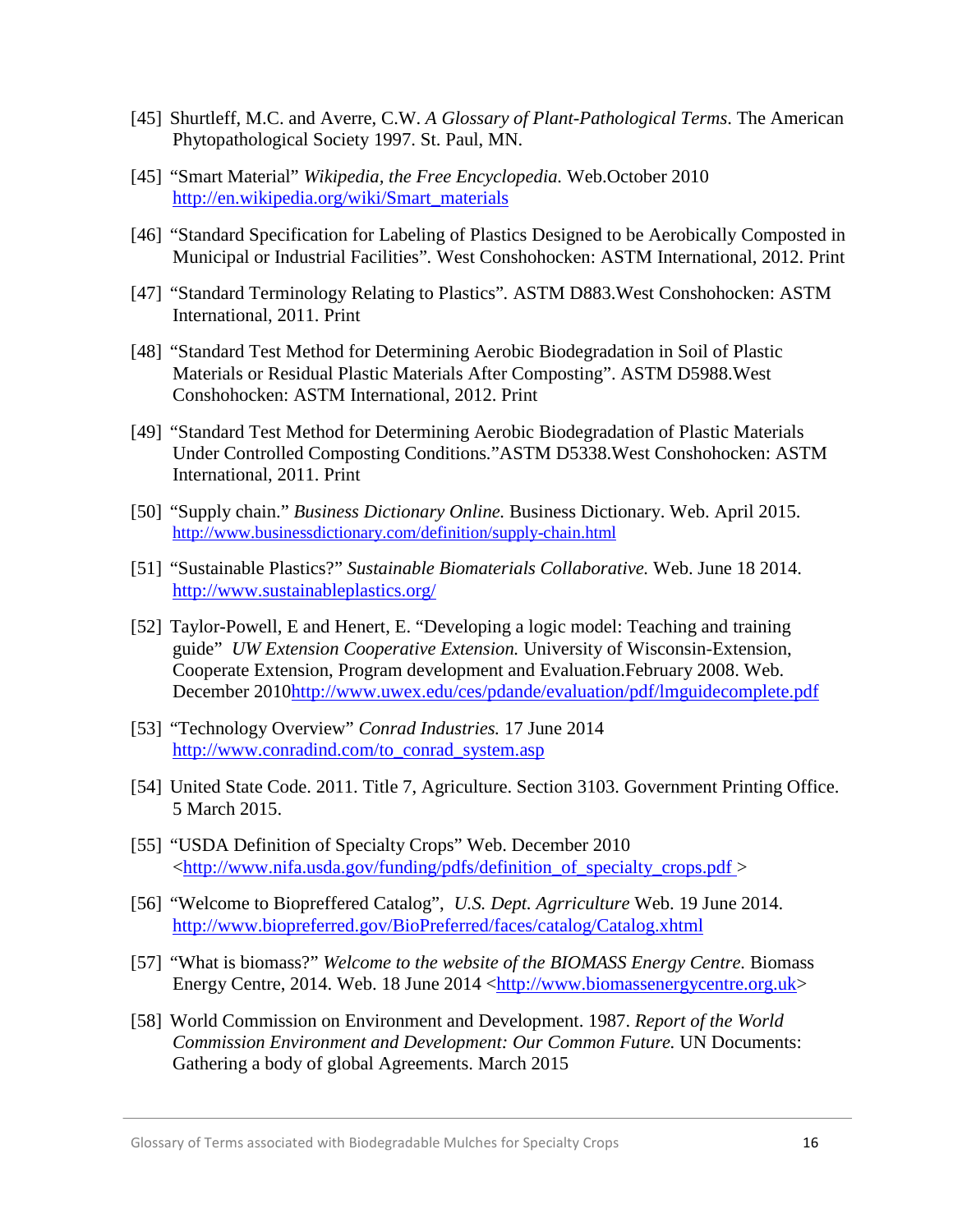[45] Shurtleff, M.C. and Averre, C.W. *A Glossary of Plant-Pathological Terms*. The American Phytopathological Society 1997. St. Paul, MN.

[45] "Smart Material" *Wikipedia, the Free Encyclopedia.* Web.October 2010 http://en.wikipedia.org/wiki/Smart_materials

[46] "Standard Specification for Labeling of Plastics Designed to be Aerobically Composted in Municipal or Industrial Facilities". West Conshohocken: ASTM International, 2012. Print

[47] "Standard Terminology Relating to Plastics". ASTM D883.West Conshohocken: ASTM International, 2011. Print

[48] "Standard Test Method for Determining Aerobic Biodegradation in Soil of Plastic Materials or Residual Plastic Materials After Composting". ASTM D5988.West Conshohocken: ASTM International, 2012. Print

[49] "Standard Test Method for Determining Aerobic Biodegradation of Plastic Materials Under Controlled Composting Conditions."ASTM D5338.West Conshohocken: ASTM International, 2011. Print

[50] "Supply chain." *Business Dictionary Online.* Business Dictionary. Web. April 2015. http://www.businessdictionary.com/definition/supply-chain.html

[51] "Sustainable Plastics?" *Sustainable Biomaterials Collaborative.* Web. June 18 2014. http://www.sustainableplastics.org/

[52] Taylor-Powell, E and Henert, E. "Developing a logic model: Teaching and training guide" *UW Extension Cooperative Extension.* University of Wisconsin-Extension, Cooperate Extension, Program development and Evaluation.February 2008. Web. December 2010http://www.uwex.edu/ces/pdande/evaluation/pdf/lmguidecomplete.pdf

[53] "Technology Overview" *Conrad Industries.* 17 June 2014 http://www.conradind.com/to_conrad_system.asp

[54] United State Code. 2011. Title 7, Agriculture. Section 3103. Government Printing Office. 5 March 2015.

[55] "USDA Definition of Specialty Crops" Web. December 2010 <http://www.nifa.usda.gov/funding/pdfs/definition_of_specialty_crops.pdf >

[56] "Welcome to Biopreffered Catalog", *U.S. Dept. Agrriculture* Web. 19 June 2014. http://www.biopreferred.gov/BioPreferred/faces/catalog/Catalog.xhtml

[57] "What is biomass?" *Welcome to the website of the BIOMASS Energy Centre.* Biomass Energy Centre, 2014. Web. 18 June 2014 <http://www.biomassenergycentre.org.uk>

[58] World Commission on Environment and Development. 1987. *Report of the World Commission Environment and Development: Our Common Future.* UN Documents: Gathering a body of global Agreements. March 2015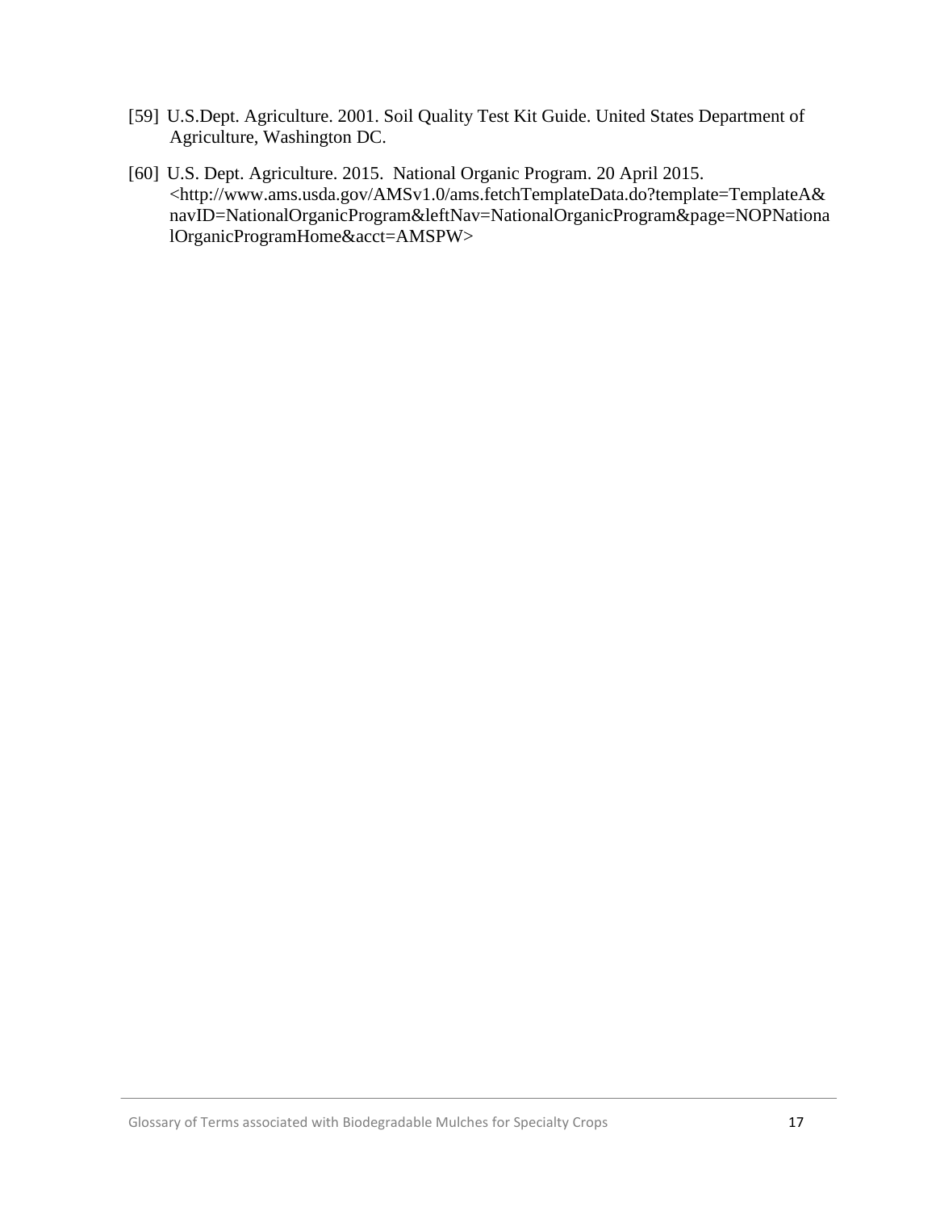[59] U.S.Dept. Agriculture. 2001. Soil Quality Test Kit Guide. United States Department of Agriculture, Washington DC.

[60] U.S. Dept. Agriculture. 2015. National Organic Program. 20 April 2015. <http://www.ams.usda.gov/AMSv1.0/ams.fetchTemplateData.do?template=TemplateA&navID=NationalOrganicProgram&leftNav=NationalOrganicProgram&page=NOPNationalOrganicProgramHome&acct=AMSPW>